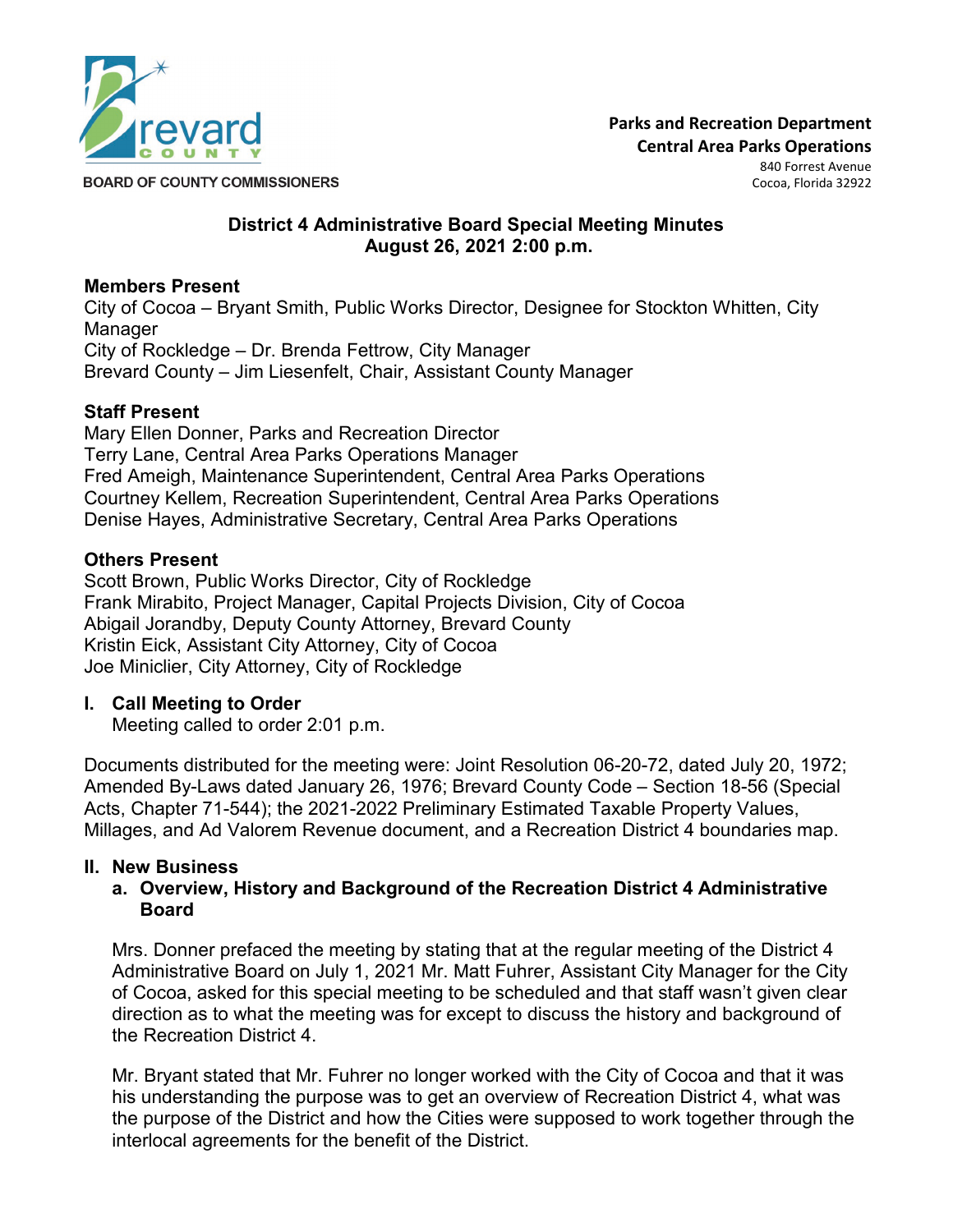BOARD OF COUNTY COMMISSIONERS

**Parks and Recreation Department**
**Central Area Parks Operations**
840 Forrest Avenue
Cocoa, Florida 32922

## District 4 Administrative Board Special Meeting Minutes
## August 26, 2021 2:00 p.m.

**Members Present**
City of Cocoa – Bryant Smith, Public Works Director, Designee for Stockton Whitten, City Manager
City of Rockledge – Dr. Brenda Fettrow, City Manager
Brevard County – Jim Liesenfelt, Chair, Assistant County Manager

**Staff Present**
Mary Ellen Donner, Parks and Recreation Director
Terry Lane, Central Area Parks Operations Manager
Fred Ameigh, Maintenance Superintendent, Central Area Parks Operations
Courtney Kellem, Recreation Superintendent, Central Area Parks Operations
Denise Hayes, Administrative Secretary, Central Area Parks Operations

**Others Present**
Scott Brown, Public Works Director, City of Rockledge
Frank Mirabito, Project Manager, Capital Projects Division, City of Cocoa
Abigail Jorandby, Deputy County Attorney, Brevard County
Kristin Eick, Assistant City Attorney, City of Cocoa
Joe Miniclier, City Attorney, City of Rockledge

### I. Call Meeting to Order

Meeting called to order 2:01 p.m.

Documents distributed for the meeting were: Joint Resolution 06-20-72, dated July 20, 1972; Amended By-Laws dated January 26, 1976; Brevard County Code – Section 18-56 (Special Acts, Chapter 71-544); the 2021-2022 Preliminary Estimated Taxable Property Values, Millages, and Ad Valorem Revenue document, and a Recreation District 4 boundaries map.

### II. New Business

**a. Overview, History and Background of the Recreation District 4 Administrative Board**

Mrs. Donner prefaced the meeting by stating that at the regular meeting of the District 4 Administrative Board on July 1, 2021 Mr. Matt Fuhrer, Assistant City Manager for the City of Cocoa, asked for this special meeting to be scheduled and that staff wasn't given clear direction as to what the meeting was for except to discuss the history and background of the Recreation District 4.

Mr. Bryant stated that Mr. Fuhrer no longer worked with the City of Cocoa and that it was his understanding the purpose was to get an overview of Recreation District 4, what was the purpose of the District and how the Cities were supposed to work together through the interlocal agreements for the benefit of the District.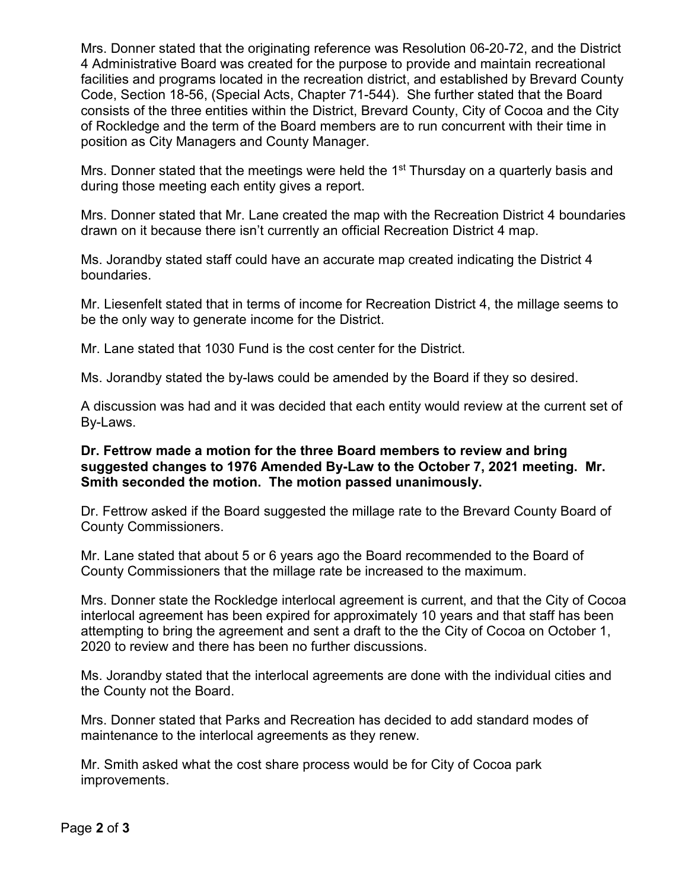Mrs. Donner stated that the originating reference was Resolution 06-20-72, and the District 4 Administrative Board was created for the purpose to provide and maintain recreational facilities and programs located in the recreation district, and established by Brevard County Code, Section 18-56, (Special Acts, Chapter 71-544). She further stated that the Board consists of the three entities within the District, Brevard County, City of Cocoa and the City of Rockledge and the term of the Board members are to run concurrent with their time in position as City Managers and County Manager.

Mrs. Donner stated that the meetings were held the 1st Thursday on a quarterly basis and during those meeting each entity gives a report.

Mrs. Donner stated that Mr. Lane created the map with the Recreation District 4 boundaries drawn on it because there isn't currently an official Recreation District 4 map.

Ms. Jorandby stated staff could have an accurate map created indicating the District 4 boundaries.

Mr. Liesenfelt stated that in terms of income for Recreation District 4, the millage seems to be the only way to generate income for the District.

Mr. Lane stated that 1030 Fund is the cost center for the District.

Ms. Jorandby stated the by-laws could be amended by the Board if they so desired.

A discussion was had and it was decided that each entity would review at the current set of By-Laws.

**Dr. Fettrow made a motion for the three Board members to review and bring suggested changes to 1976 Amended By-Law to the October 7, 2021 meeting. Mr. Smith seconded the motion. The motion passed unanimously.**

Dr. Fettrow asked if the Board suggested the millage rate to the Brevard County Board of County Commissioners.

Mr. Lane stated that about 5 or 6 years ago the Board recommended to the Board of County Commissioners that the millage rate be increased to the maximum.

Mrs. Donner state the Rockledge interlocal agreement is current, and that the City of Cocoa interlocal agreement has been expired for approximately 10 years and that staff has been attempting to bring the agreement and sent a draft to the the City of Cocoa on October 1, 2020 to review and there has been no further discussions.

Ms. Jorandby stated that the interlocal agreements are done with the individual cities and the County not the Board.

Mrs. Donner stated that Parks and Recreation has decided to add standard modes of maintenance to the interlocal agreements as they renew.

Mr. Smith asked what the cost share process would be for City of Cocoa park improvements.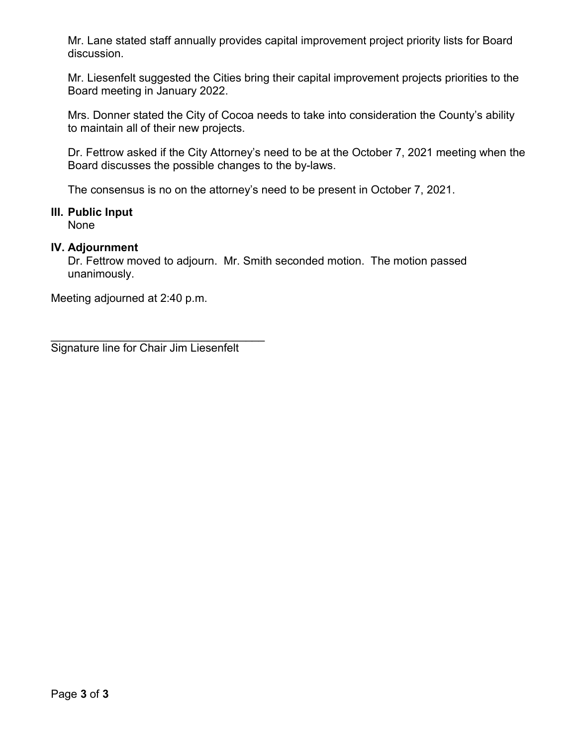Mr. Lane stated staff annually provides capital improvement project priority lists for Board discussion.

Mr. Liesenfelt suggested the Cities bring their capital improvement projects priorities to the Board meeting in January 2022.

Mrs. Donner stated the City of Cocoa needs to take into consideration the County's ability to maintain all of their new projects.

Dr. Fettrow asked if the City Attorney's need to be at the October 7, 2021 meeting when the Board discusses the possible changes to the by-laws.

The consensus is no on the attorney's need to be present in October 7, 2021.

**III. Public Input**

None

**IV. Adjournment**

Dr. Fettrow moved to adjourn. Mr. Smith seconded motion. The motion passed unanimously.

Meeting adjourned at 2:40 p.m.

\_\_\_\_\_\_\_\_\_\_\_\_\_\_\_\_\_\_\_\_\_\_\_\_\_\_\_\_\_\_\_\_\_\_\_\_

Signature line for Chair Jim Liesenfelt